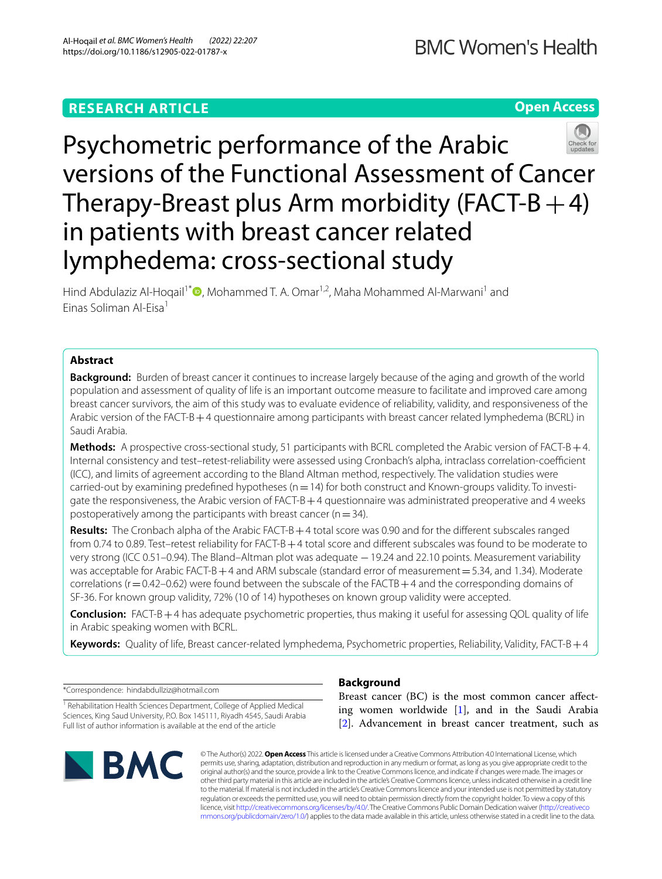RESEARCH ARTICLE

Open Access

# Psychometric performance of the Arabic versions of the Functional Assessment of Cancer Therapy-Breast plus Arm morbidity (FACT-B + 4) in patients with breast cancer related lymphedema: cross-sectional study

Hind Abdulaziz Al-Hoqail[1*], Mohammed T. A. Omar[1,2], Maha Mohammed Al-Marwani[1] and Einas Soliman Al-Eisa[1]

## Abstract

**Background:** Burden of breast cancer it continues to increase largely because of the aging and growth of the world population and assessment of quality of life is an important outcome measure to facilitate and improved care among breast cancer survivors, the aim of this study was to evaluate evidence of reliability, validity, and responsiveness of the Arabic version of the FACT-B + 4 questionnaire among participants with breast cancer related lymphedema (BCRL) in Saudi Arabia.

**Methods:** A prospective cross-sectional study, 51 participants with BCRL completed the Arabic version of FACT-B + 4. Internal consistency and test–retest-reliability were assessed using Cronbach's alpha, intraclass correlation-coefficient (ICC), and limits of agreement according to the Bland Altman method, respectively. The validation studies were carried-out by examining predefined hypotheses (n = 14) for both construct and Known-groups validity. To investigate the responsiveness, the Arabic version of FACT-B + 4 questionnaire was administrated preoperative and 4 weeks postoperatively among the participants with breast cancer (n = 34).

**Results:** The Cronbach alpha of the Arabic FACT-B + 4 total score was 0.90 and for the different subscales ranged from 0.74 to 0.89. Test–retest reliability for FACT-B + 4 total score and different subscales was found to be moderate to very strong (ICC 0.51–0.94). The Bland–Altman plot was adequate − 19.24 and 22.10 points. Measurement variability was acceptable for Arabic FACT-B + 4 and ARM subscale (standard error of measurement = 5.34, and 1.34). Moderate correlations (r = 0.42–0.62) were found between the subscale of the FACTB + 4 and the corresponding domains of SF-36. For known group validity, 72% (10 of 14) hypotheses on known group validity were accepted.

**Conclusion:** FACT-B + 4 has adequate psychometric properties, thus making it useful for assessing QOL quality of life in Arabic speaking women with BCRL.

**Keywords:** Quality of life, Breast cancer-related lymphedema, Psychometric properties, Reliability, Validity, FACT-B + 4

*Correspondence: hindabdullziz@hotmail.com

[1] Rehabilitation Health Sciences Department, College of Applied Medical Sciences, King Saud University, P.O. Box 145111, Riyadh 4545, Saudi Arabia

Full list of author information is available at the end of the article

## Background

Breast cancer (BC) is the most common cancer affecting women worldwide [1], and in the Saudi Arabia [2]. Advancement in breast cancer treatment, such as

© The Author(s) 2022. **Open Access** This article is licensed under a Creative Commons Attribution 4.0 International License, which permits use, sharing, adaptation, distribution and reproduction in any medium or format, as long as you give appropriate credit to the original author(s) and the source, provide a link to the Creative Commons licence, and indicate if changes were made. The images or other third party material in this article are included in the article's Creative Commons licence, unless indicated otherwise in a credit line to the material. If material is not included in the article's Creative Commons licence and your intended use is not permitted by statutory regulation or exceeds the permitted use, you will need to obtain permission directly from the copyright holder. To view a copy of this licence, visit http://creativecommons.org/licenses/by/4.0/. The Creative Commons Public Domain Dedication waiver (http://creativecommons.org/publicdomain/zero/1.0/) applies to the data made available in this article, unless otherwise stated in a credit line to the data.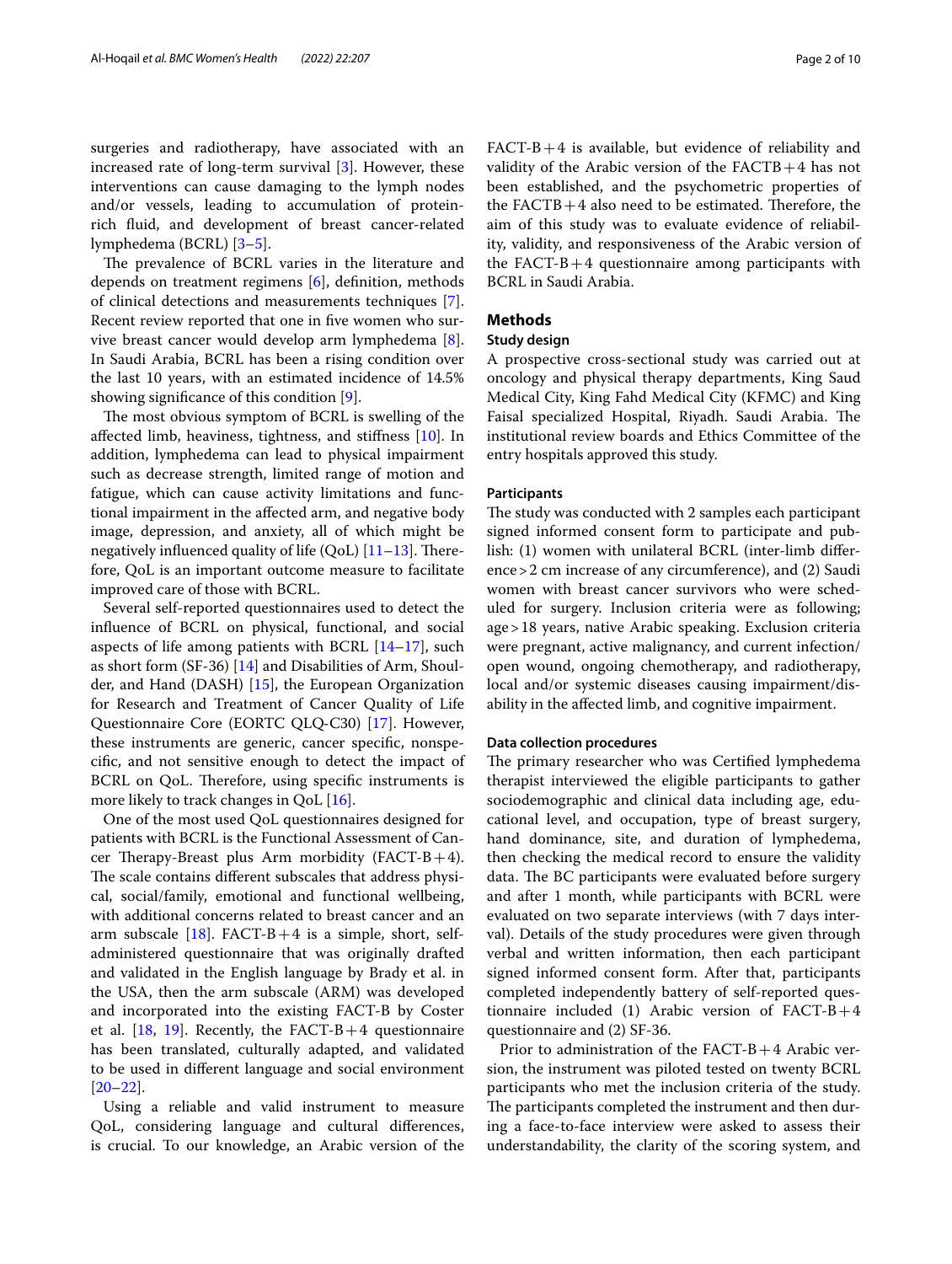surgeries and radiotherapy, have associated with an increased rate of long-term survival [3]. However, these interventions can cause damaging to the lymph nodes and/or vessels, leading to accumulation of protein-rich fluid, and development of breast cancer-related lymphedema (BCRL) [3–5].

The prevalence of BCRL varies in the literature and depends on treatment regimens [6], definition, methods of clinical detections and measurements techniques [7]. Recent review reported that one in five women who survive breast cancer would develop arm lymphedema [8]. In Saudi Arabia, BCRL has been a rising condition over the last 10 years, with an estimated incidence of 14.5% showing significance of this condition [9].

The most obvious symptom of BCRL is swelling of the affected limb, heaviness, tightness, and stiffness [10]. In addition, lymphedema can lead to physical impairment such as decrease strength, limited range of motion and fatigue, which can cause activity limitations and functional impairment in the affected arm, and negative body image, depression, and anxiety, all of which might be negatively influenced quality of life (QoL) [11–13]. Therefore, QoL is an important outcome measure to facilitate improved care of those with BCRL.

Several self-reported questionnaires used to detect the influence of BCRL on physical, functional, and social aspects of life among patients with BCRL [14–17], such as short form (SF-36) [14] and Disabilities of Arm, Shoulder, and Hand (DASH) [15], the European Organization for Research and Treatment of Cancer Quality of Life Questionnaire Core (EORTC QLQ-C30) [17]. However, these instruments are generic, cancer specific, nonspecific, and not sensitive enough to detect the impact of BCRL on QoL. Therefore, using specific instruments is more likely to track changes in QoL [16].

One of the most used QoL questionnaires designed for patients with BCRL is the Functional Assessment of Cancer Therapy-Breast plus Arm morbidity (FACT-B+4). The scale contains different subscales that address physical, social/family, emotional and functional wellbeing, with additional concerns related to breast cancer and an arm subscale [18]. FACT-B+4 is a simple, short, self-administered questionnaire that was originally drafted and validated in the English language by Brady et al. in the USA, then the arm subscale (ARM) was developed and incorporated into the existing FACT-B by Coster et al. [18, 19]. Recently, the FACT-B+4 questionnaire has been translated, culturally adapted, and validated to be used in different language and social environment [20–22].

Using a reliable and valid instrument to measure QoL, considering language and cultural differences, is crucial. To our knowledge, an Arabic version of the FACT-B+4 is available, but evidence of reliability and validity of the Arabic version of the FACTB+4 has not been established, and the psychometric properties of the FACTB+4 also need to be estimated. Therefore, the aim of this study was to evaluate evidence of reliability, validity, and responsiveness of the Arabic version of the FACT-B+4 questionnaire among participants with BCRL in Saudi Arabia.

## Methods

### Study design

A prospective cross-sectional study was carried out at oncology and physical therapy departments, King Saud Medical City, King Fahd Medical City (KFMC) and King Faisal specialized Hospital, Riyadh. Saudi Arabia. The institutional review boards and Ethics Committee of the entry hospitals approved this study.

### Participants

The study was conducted with 2 samples each participant signed informed consent form to participate and publish: (1) women with unilateral BCRL (inter-limb difference > 2 cm increase of any circumference), and (2) Saudi women with breast cancer survivors who were scheduled for surgery. Inclusion criteria were as following; age > 18 years, native Arabic speaking. Exclusion criteria were pregnant, active malignancy, and current infection/open wound, ongoing chemotherapy, and radiotherapy, local and/or systemic diseases causing impairment/disability in the affected limb, and cognitive impairment.

### Data collection procedures

The primary researcher who was Certified lymphedema therapist interviewed the eligible participants to gather sociodemographic and clinical data including age, educational level, and occupation, type of breast surgery, hand dominance, site, and duration of lymphedema, then checking the medical record to ensure the validity data. The BC participants were evaluated before surgery and after 1 month, while participants with BCRL were evaluated on two separate interviews (with 7 days interval). Details of the study procedures were given through verbal and written information, then each participant signed informed consent form. After that, participants completed independently battery of self-reported questionnaire included (1) Arabic version of FACT-B+4 questionnaire and (2) SF-36.

Prior to administration of the FACT-B+4 Arabic version, the instrument was piloted tested on twenty BCRL participants who met the inclusion criteria of the study. The participants completed the instrument and then during a face-to-face interview were asked to assess their understandability, the clarity of the scoring system, and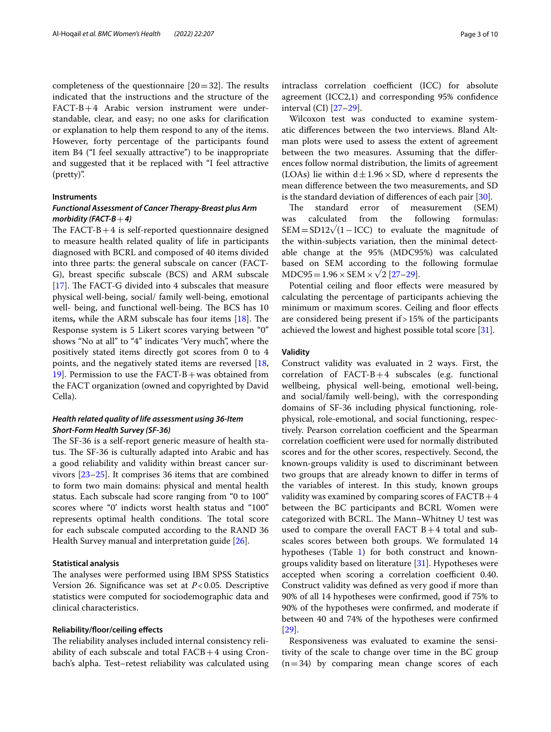completeness of the questionnaire [20 = 32]. The results indicated that the instructions and the structure of the FACT-B + 4 Arabic version instrument were understandable, clear, and easy; no one asks for clarification or explanation to help them respond to any of the items. However, forty percentage of the participants found item B4 ("I feel sexually attractive") to be inappropriate and suggested that it be replaced with "I feel attractive (pretty)".

### Instruments

#### *Functional Assessment of Cancer Therapy-Breast plus Arm morbidity (FACT-B + 4)*

The FACT-B + 4 is self-reported questionnaire designed to measure health related quality of life in participants diagnosed with BCRL and composed of 40 items divided into three parts: the general subscale on cancer (FACT-G), breast specific subscale (BCS) and ARM subscale [17]. The FACT-G divided into 4 subscales that measure physical well-being, social/ family well-being, emotional well- being, and functional well-being. The BCS has 10 items**,** while the ARM subscale has four items [18]. The Response system is 5 Likert scores varying between "0" shows "No at all" to "4" indicates 'Very much", where the positively stated items directly got scores from 0 to 4 points, and the negatively stated items are reversed [18, 19]. Permission to use the FACT-B + was obtained from the FACT organization (owned and copyrighted by David Cella).

#### *Health related quality of life assessment using 36-Item Short-Form Health Survey (SF-36)*

The SF-36 is a self-report generic measure of health status. The SF-36 is culturally adapted into Arabic and has a good reliability and validity within breast cancer survivors [23–25]. It comprises 36 items that are combined to form two main domains: physical and mental health status. Each subscale had score ranging from "0 to 100" scores where '0' indicts worst health status and "100" represents optimal health conditions. The total score for each subscale computed according to the RAND 36 Health Survey manual and interpretation guide [26].

### Statistical analysis

The analyses were performed using IBM SPSS Statistics Version 26. Significance was set at $P < 0.05$. Descriptive statistics were computed for sociodemographic data and clinical characteristics.

### Reliability/floor/ceiling effects

The reliability analyses included internal consistency reliability of each subscale and total FACB + 4 using Cronbach's alpha. Test–retest reliability was calculated using intraclass correlation coefficient (ICC) for absolute agreement (ICC2,1) and corresponding 95% confidence interval (CI) [27–29].

Wilcoxon test was conducted to examine systematic differences between the two interviews. Bland Altman plots were used to assess the extent of agreement between the two measures. Assuming that the differences follow normal distribution, the limits of agreement (LOAs) lie within $d \pm 1.96 \times SD$, where d represents the mean difference between the two measurements, and SD is the standard deviation of differences of each pair [30].

The standard error of measurement (SEM) was calculated from the following formulas: $SEM = SD12\sqrt{(1 - ICC)}$ to evaluate the magnitude of the within-subjects variation, then the minimal detectable change at the 95% (MDC95%) was calculated based on SEM according to the following formulae $MDC95 = 1.96 \times SEM \times \sqrt{2}$ [27–29].

Potential ceiling and floor effects were measured by calculating the percentage of participants achieving the minimum or maximum scores. Ceiling and floor effects are considered being present if > 15% of the participants achieved the lowest and highest possible total score [31].

### Validity

Construct validity was evaluated in 2 ways. First, the correlation of FACT-B + 4 subscales (e.g. functional wellbeing, physical well-being, emotional well-being, and social/family well-being), with the corresponding domains of SF-36 including physical functioning, role-physical, role-emotional, and social functioning, respectively. Pearson correlation coefficient and the Spearman correlation coefficient were used for normally distributed scores and for the other scores, respectively. Second, the known-groups validity is used to discriminant between two groups that are already known to differ in terms of the variables of interest. In this study, known groups validity was examined by comparing scores of FACTB + 4 between the BC participants and BCRL Women were categorized with BCRL. The Mann–Whitney U test was used to compare the overall FACT B + 4 total and subscales scores between both groups. We formulated 14 hypotheses (Table 1) for both construct and known-groups validity based on literature [31]. Hypotheses were accepted when scoring a correlation coefficient 0.40. Construct validity was defined as very good if more than 90% of all 14 hypotheses were confirmed, good if 75% to 90% of the hypotheses were confirmed, and moderate if between 40 and 74% of the hypotheses were confirmed [29].

Responsiveness was evaluated to examine the sensitivity of the scale to change over time in the BC group (n = 34) by comparing mean change scores of each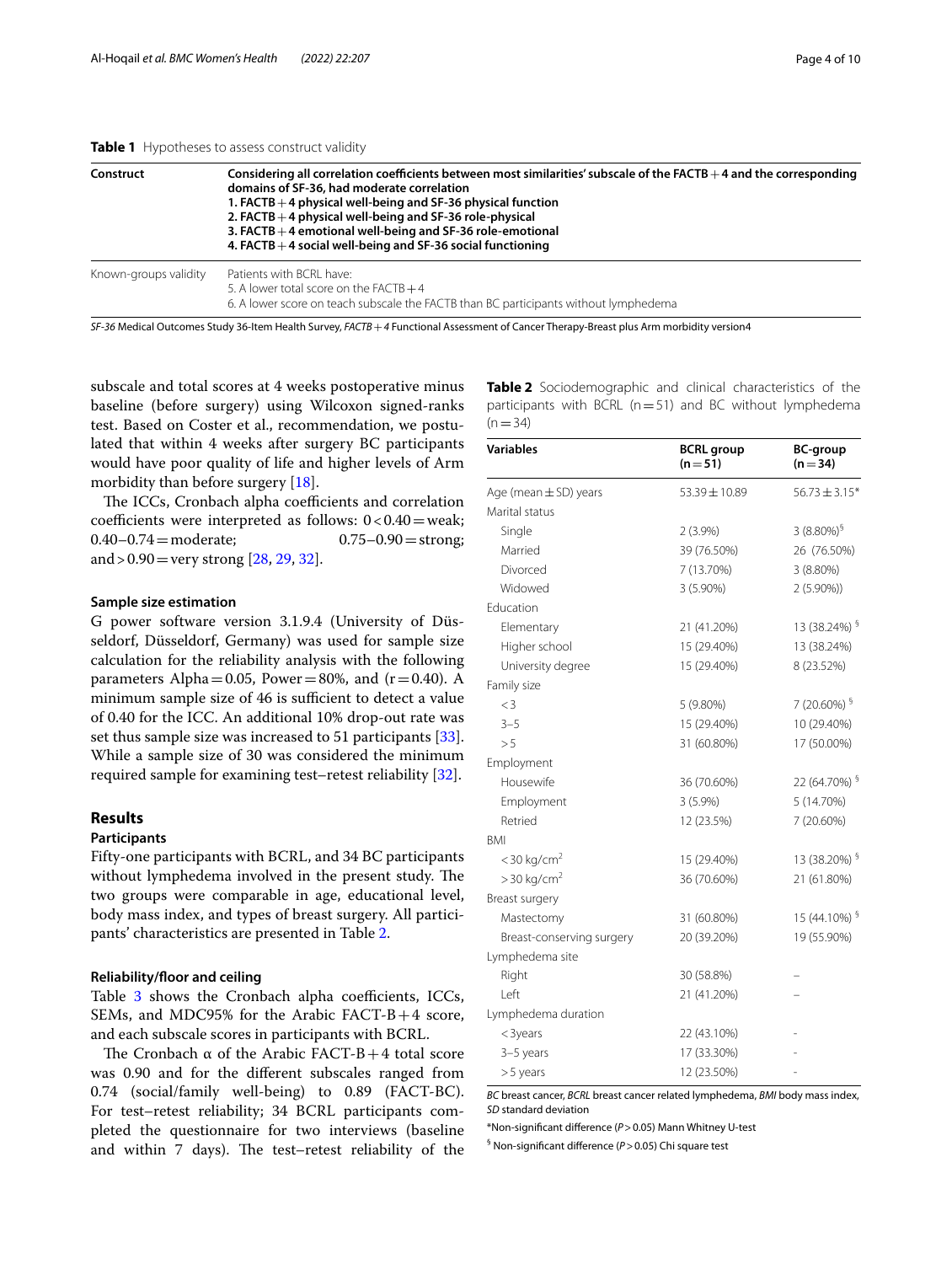**Table 1** Hypotheses to assess construct validity

| Construct | Considering all correlation coefficients between most similarities' subscale of the FACTB + 4 and the corresponding domains of SF-36, had moderate correlation<br>1. FACTB + 4 physical well-being and SF-36 physical function<br>2. FACTB + 4 physical well-being and SF-36 role-physical<br>3. FACTB + 4 emotional well-being and SF-36 role-emotional<br>4. FACTB + 4 social well-being and SF-36 social functioning |
|---|---|
| Known-groups validity | Patients with BCRL have:<br>5. A lower total score on the FACTB + 4<br>6. A lower score on teach subscale the FACTB than BC participants without lymphedema |

*SF-36* Medical Outcomes Study 36-Item Health Survey, *FACTB + 4* Functional Assessment of Cancer Therapy-Breast plus Arm morbidity version4

subscale and total scores at 4 weeks postoperative minus baseline (before surgery) using Wilcoxon signed-ranks test. Based on Coster et al., recommendation, we postulated that within 4 weeks after surgery BC participants would have poor quality of life and higher levels of Arm morbidity than before surgery [18].

The ICCs, Cronbach alpha coefficients and correlation coefficients were interpreted as follows: 0 < 0.40 = weak; 0.40–0.74 = moderate; 0.75–0.90 = strong; and > 0.90 = very strong [28, 29, 32].

### Sample size estimation

G power software version 3.1.9.4 (University of Düsseldorf, Düsseldorf, Germany) was used for sample size calculation for the reliability analysis with the following parameters Alpha = 0.05, Power = 80%, and (r = 0.40). A minimum sample size of 46 is sufficient to detect a value of 0.40 for the ICC. An additional 10% drop-out rate was set thus sample size was increased to 51 participants [33]. While a sample size of 30 was considered the minimum required sample for examining test–retest reliability [32].

## Results

### Participants

Fifty-one participants with BCRL, and 34 BC participants without lymphedema involved in the present study. The two groups were comparable in age, educational level, body mass index, and types of breast surgery. All participants' characteristics are presented in Table 2.

**Table 2** Sociodemographic and clinical characteristics of the participants with BCRL (n = 51) and BC without lymphedema (n = 34)

| Variables | BCRL group (n = 51) | BC-group (n = 34) |
|---|---|---|
| Age (mean ± SD) years | 53.39 ± 10.89 | 56.73 ± 3.15* |
| Marital status | | |
| Single | 2 (3.9%) | 3 (8.80%)[§] |
| Married | 39 (76.50%) | 26 (76.50%) |
| Divorced | 7 (13.70%) | 3 (8.80%) |
| Widowed | 3 (5.90%) | 2 (5.90%)) |
| Education | | |
| Elementary | 21 (41.20%) | 13 (38.24%) [§] |
| Higher school | 15 (29.40%) | 13 (38.24%) |
| University degree | 15 (29.40%) | 8 (23.52%) |
| Family size | | |
| < 3 | 5 (9.80%) | 7 (20.60%) [§] |
| 3–5 | 15 (29.40%) | 10 (29.40%) |
| > 5 | 31 (60.80%) | 17 (50.00%) |
| Employment | | |
| Housewife | 36 (70.60%) | 22 (64.70%) [§] |
| Employment | 3 (5.9%) | 5 (14.70%) |
| Retried | 12 (23.5%) | 7 (20.60%) |
| BMI | | |
| < 30 kg/cm² | 15 (29.40%) | 13 (38.20%) [§] |
| > 30 kg/cm² | 36 (70.60%) | 21 (61.80%) |
| Breast surgery | | |
| Mastectomy | 31 (60.80%) | 15 (44.10%) [§] |
| Breast-conserving surgery | 20 (39.20%) | 19 (55.90%) |
| Lymphedema site | | |
| Right | 30 (58.8%) | – |
| Left | 21 (41.20%) | – |
| Lymphedema duration | | |
| < 3years | 22 (43.10%) | - |
| 3–5 years | 17 (33.30%) | - |
| > 5 years | 12 (23.50%) | - |

*BC* breast cancer, *BCRL* breast cancer related lymphedema, *BMI* body mass index, *SD* standard deviation

*Non-significant difference ($P > 0.05$) Mann Whitney U-test

[§] Non-significant difference ($P > 0.05$) Chi square test

### Reliability/floor and ceiling

Table 3 shows the Cronbach alpha coefficients, ICCs, SEMs, and MDC95% for the Arabic FACT-B + 4 score, and each subscale scores in participants with BCRL.

The Cronbach α of the Arabic FACT-B + 4 total score was 0.90 and for the different subscales ranged from 0.74 (social/family well-being) to 0.89 (FACT-BC). For test–retest reliability; 34 BCRL participants completed the questionnaire for two interviews (baseline and within 7 days). The test–retest reliability of the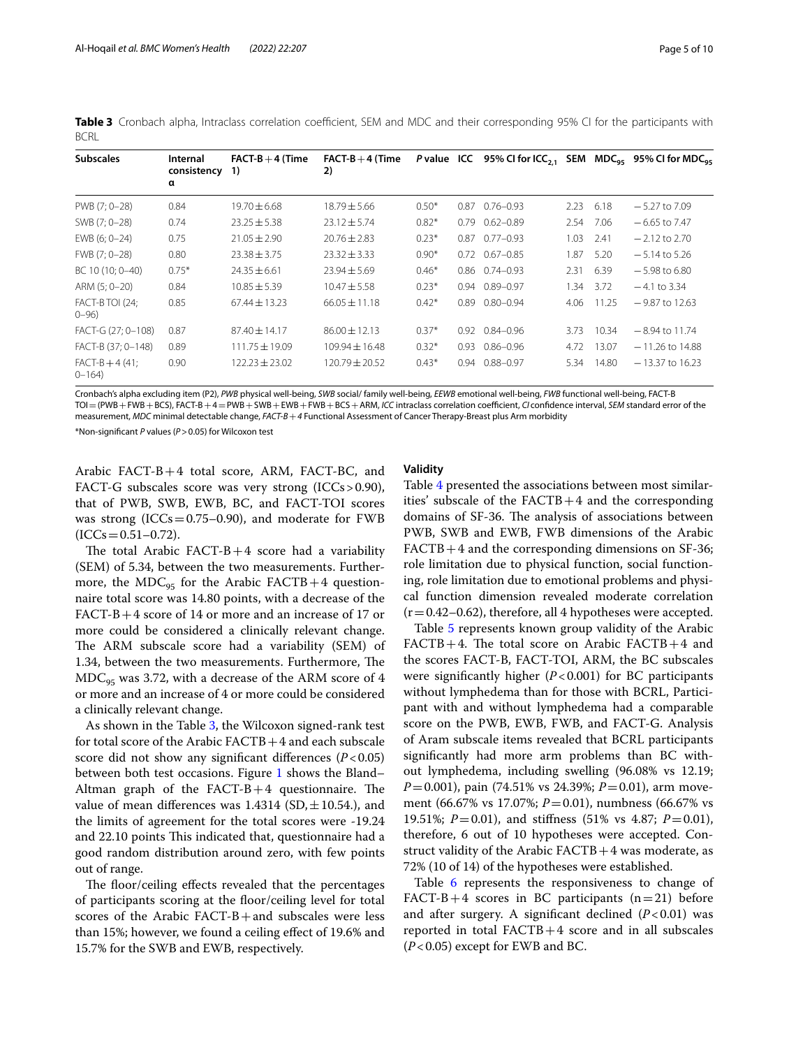**Table 3** Cronbach alpha, Intraclass correlation coefficient, SEM and MDC and their corresponding 95% CI for the participants with BCRL

| Subscales | Internal consistency α | FACT-B + 4 (Time 1) | FACT-B + 4 (Time 2) | *P* value | ICC | 95% CI for $ICC_{2,1}$ | SEM | $MDC_{95}$ | 95% CI for $MDC_{95}$ |
|---|---|---|---|---|---|---|---|---|---|
| PWB (7; 0–28) | 0.84 | 19.70 ± 6.68 | 18.79 ± 5.66 | 0.50* | 0.87 | 0.76–0.93 | 2.23 | 6.18 | − 5.27 to 7.09 |
| SWB (7; 0–28) | 0.74 | 23.25 ± 5.38 | 23.12 ± 5.74 | 0.82* | 0.79 | 0.62–0.89 | 2.54 | 7.06 | − 6.65 to 7.47 |
| EWB (6; 0–24) | 0.75 | 21.05 ± 2.90 | 20.76 ± 2.83 | 0.23* | 0.87 | 0.77–0.93 | 1.03 | 2.41 | − 2.12 to 2.70 |
| FWB (7; 0–28) | 0.80 | 23.38 ± 3.75 | 23.32 ± 3.33 | 0.90* | 0.72 | 0.67–0.85 | 1.87 | 5.20 | − 5.14 to 5.26 |
| BC 10 (10; 0–40) | 0.75* | 24.35 ± 6.61 | 23.94 ± 5.69 | 0.46* | 0.86 | 0.74–0.93 | 2.31 | 6.39 | − 5.98 to 6.80 |
| ARM (5; 0–20) | 0.84 | 10.85 ± 5.39 | 10.47 ± 5.58 | 0.23* | 0.94 | 0.89–0.97 | 1.34 | 3.72 | − 4.1 to 3.34 |
| FACT-B TOI (24; 0–96) | 0.85 | 67.44 ± 13.23 | 66.05 ± 11.18 | 0.42* | 0.89 | 0.80–0.94 | 4.06 | 11.25 | − 9.87 to 12.63 |
| FACT-G (27; 0–108) | 0.87 | 87.40 ± 14.17 | 86.00 ± 12.13 | 0.37* | 0.92 | 0.84–0.96 | 3.73 | 10.34 | − 8.94 to 11.74 |
| FACT-B (37; 0–148) | 0.89 | 111.75 ± 19.09 | 109.94 ± 16.48 | 0.32* | 0.93 | 0.86–0.96 | 4.72 | 13.07 | − 11.26 to 14.88 |
| FACT-B + 4 (41; 0–164) | 0.90 | 122.23 ± 23.02 | 120.79 ± 20.52 | 0.43* | 0.94 | 0.88–0.97 | 5.34 | 14.80 | − 13.37 to 16.23 |

Cronbach's alpha excluding item (P2), *PWB* physical well-being, *SWB* social/ family well-being, *EEWB* emotional well-being, *FWB* functional well-being, FACT-B TOI = (PWB + FWB + BCS), FACT-B + 4 = PWB + SWB + EWB + FWB + BCS + ARM, *ICC* intraclass correlation coefficient, *CI* confidence interval, *SEM* standard error of the measurement, *MDC* minimal detectable change, *FACT-B + 4* Functional Assessment of Cancer Therapy-Breast plus Arm morbidity

*Non-significant *P* values (*P* > 0.05) for Wilcoxon test

Arabic FACT-B + 4 total score, ARM, FACT-BC, and FACT-G subscales score was very strong (ICCs > 0.90), that of PWB, SWB, EWB, BC, and FACT-TOI scores was strong (ICCs = 0.75–0.90), and moderate for FWB (ICCs = 0.51–0.72).

The total Arabic FACT-B + 4 score had a variability (SEM) of 5.34, between the two measurements. Furthermore, the $MDC_{95}$ for the Arabic FACTB + 4 questionnaire total score was 14.80 points, with a decrease of the FACT-B + 4 score of 14 or more and an increase of 17 or more could be considered a clinically relevant change. The ARM subscale score had a variability (SEM) of 1.34, between the two measurements. Furthermore, The $MDC_{95}$ was 3.72, with a decrease of the ARM score of 4 or more and an increase of 4 or more could be considered a clinically relevant change.

As shown in the Table 3, the Wilcoxon signed-rank test for total score of the Arabic FACTB + 4 and each subscale score did not show any significant differences ($P < 0.05$) between both test occasions. Figure 1 shows the Bland–Altman graph of the FACT-B + 4 questionnaire. The value of mean differences was 1.4314 (SD, ± 10.54.), and the limits of agreement for the total scores were -19.24 and 22.10 points This indicated that, questionnaire had a good random distribution around zero, with few points out of range.

The floor/ceiling effects revealed that the percentages of participants scoring at the floor/ceiling level for total scores of the Arabic FACT-B + and subscales were less than 15%; however, we found a ceiling effect of 19.6% and 15.7% for the SWB and EWB, respectively.

### Validity

Table 4 presented the associations between most similarities' subscale of the FACTB + 4 and the corresponding domains of SF-36. The analysis of associations between PWB, SWB and EWB, FWB dimensions of the Arabic FACTB + 4 and the corresponding dimensions on SF-36; role limitation due to physical function, social functioning, role limitation due to emotional problems and physical function dimension revealed moderate correlation (r = 0.42–0.62), therefore, all 4 hypotheses were accepted.

Table 5 represents known group validity of the Arabic FACTB + 4. The total score on Arabic FACTB + 4 and the scores FACT-B, FACT-TOI, ARM, the BC subscales were significantly higher ($P < 0.001$) for BC participants without lymphedema than for those with BCRL, Participant with and without lymphedema had a comparable score on the PWB, EWB, FWB, and FACT-G. Analysis of Aram subscale items revealed that BCRL participants significantly had more arm problems than BC without lymphedema, including swelling (96.08% vs 12.19; $P = 0.001$), pain (74.51% vs 24.39%; $P = 0.01$), arm movement (66.67% vs 17.07%; $P = 0.01$), numbness (66.67% vs 19.51%; $P = 0.01$), and stiffness (51% vs 4.87; $P = 0.01$), therefore, 6 out of 10 hypotheses were accepted. Construct validity of the Arabic FACTB + 4 was moderate, as 72% (10 of 14) of the hypotheses were established.

Table 6 represents the responsiveness to change of FACT-B + 4 scores in BC participants (n = 21) before and after surgery. A significant declined ($P < 0.01$) was reported in total FACTB + 4 score and in all subscales ($P < 0.05$) except for EWB and BC.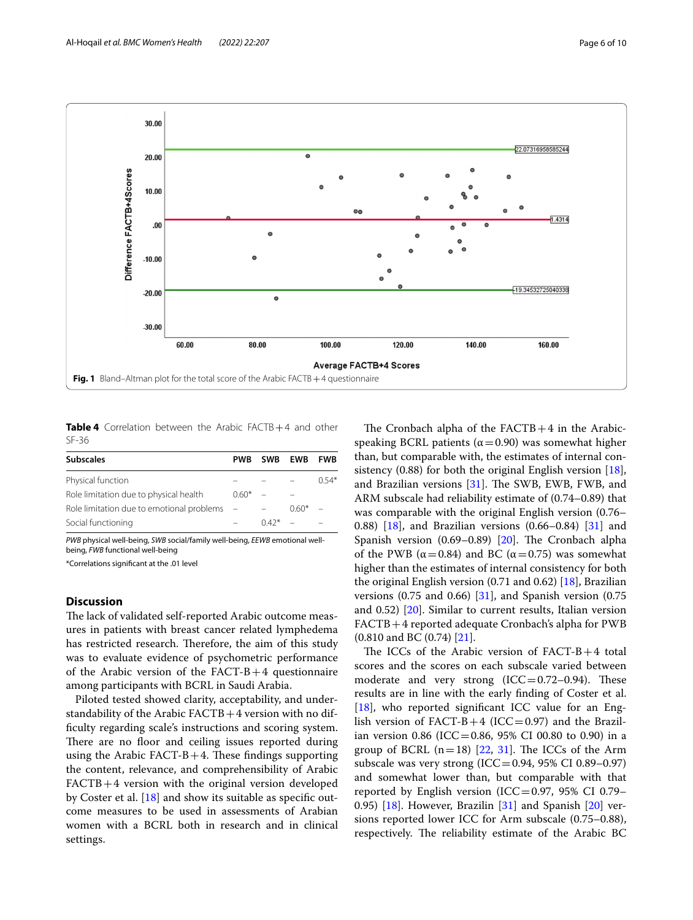Fig. 1 Bland–Altman plot for the total score of the Arabic FACTB + 4 questionnaire

**Table 4** Correlation between the Arabic FACTB + 4 and other SF-36

| Subscales | PWB | SWB | EWB | FWB |
|---|---|---|---|---|
| Physical function | – | – | – | 0.54* |
| Role limitation due to physical health | 0.60* | – | – | |
| Role limitation due to emotional problems | – | – | 0.60* | – |
| Social functioning | – | 0.42* | – | – |

*PWB* physical well-being, *SWB* social/family well-being, *EEWB* emotional well-being, *FWB* functional well-being

*Correlations significant at the .01 level

## Discussion

The lack of validated self-reported Arabic outcome measures in patients with breast cancer related lymphedema has restricted research. Therefore, the aim of this study was to evaluate evidence of psychometric performance of the Arabic version of the FACT-B + 4 questionnaire among participants with BCRL in Saudi Arabia.

Piloted tested showed clarity, acceptability, and understandability of the Arabic FACTB + 4 version with no difficulty regarding scale's instructions and scoring system. There are no floor and ceiling issues reported during using the Arabic FACT-B + 4. These findings supporting the content, relevance, and comprehensibility of Arabic FACTB + 4 version with the original version developed by Coster et al. [18] and show its suitable as specific outcome measures to be used in assessments of Arabian women with a BCRL both in research and in clinical settings.

The Cronbach alpha of the FACTB + 4 in the Arabic-speaking BCRL patients (α = 0.90) was somewhat higher than, but comparable with, the estimates of internal consistency (0.88) for both the original English version [18], and Brazilian versions [31]. The SWB, EWB, FWB, and ARM subscale had reliability estimate of (0.74–0.89) that was comparable with the original English version (0.76–0.88) [18], and Brazilian versions (0.66–0.84) [31] and Spanish version (0.69–0.89) [20]. The Cronbach alpha of the PWB (α = 0.84) and BC (α = 0.75) was somewhat higher than the estimates of internal consistency for both the original English version (0.71 and 0.62) [18], Brazilian versions (0.75 and 0.66) [31], and Spanish version (0.75 and 0.52) [20]. Similar to current results, Italian version FACTB + 4 reported adequate Cronbach's alpha for PWB (0.810 and BC (0.74) [21].

The ICCs of the Arabic version of FACT-B + 4 total scores and the scores on each subscale varied between moderate and very strong (ICC = 0.72–0.94). These results are in line with the early finding of Coster et al. [18], who reported significant ICC value for an English version of FACT-B + 4 (ICC = 0.97) and the Brazilian version 0.86 (ICC = 0.86, 95% CI 00.80 to 0.90) in a group of BCRL (n = 18) [22, 31]. The ICCs of the Arm subscale was very strong (ICC = 0.94, 95% CI 0.89–0.97) and somewhat lower than, but comparable with that reported by English version (ICC = 0.97, 95% CI 0.79–0.95) [18]. However, Brazilin [31] and Spanish [20] versions reported lower ICC for Arm subscale (0.75–0.88), respectively. The reliability estimate of the Arabic BC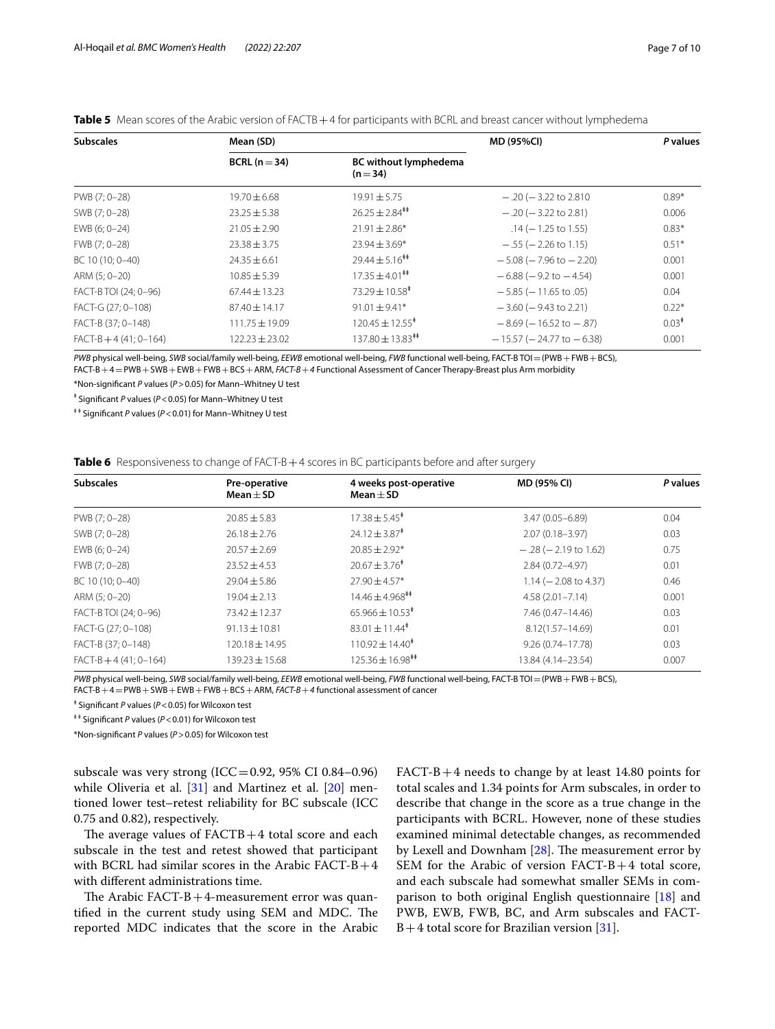**Table 5** Mean scores of the Arabic version of FACTB + 4 for participants with BCRL and breast cancer without lymphedema

| Subscales | Mean (SD) | | MD (95%CI) | P values |
|---|---|---|---|---|
| | BCRL (n = 34) | BC without lymphedema (n = 34) | | |
| PWB (7; 0–28) | 19.70 ± 6.68 | 19.91 ± 5.75 | − .20 (− 3.22 to 2.810 | 0.89* |
| SWB (7; 0–28) | 23.25 ± 5.38 | 26.25 ± 2.84ǂǂ | − .20 (− 3.22 to 2.81) | 0.006 |
| EWB (6; 0–24) | 21.05 ± 2.90 | 21.91 ± 2.86* | .14 (− 1.25 to 1.55) | 0.83* |
| FWB (7; 0–28) | 23.38 ± 3.75 | 23.94 ± 3.69* | − .55 (− 2.26 to 1.15) | 0.51* |
| BC 10 (10; 0–40) | 24.35 ± 6.61 | 29.44 ± 5.16ǂǂ | − 5.08 (− 7.96 to − 2.20) | 0.001 |
| ARM (5; 0–20) | 10.85 ± 5.39 | 17.35 ± 4.01ǂǂ | − 6.88 (− 9.2 to − 4.54) | 0.001 |
| FACT-B TOI (24; 0–96) | 67.44 ± 13.23 | 73.29 ± 10.58ǂ | − 5.85 (− 11.65 to .05) | 0.04 |
| FACT-G (27; 0–108) | 87.40 ± 14.17 | 91.01 ± 9.41* | − 3.60 (− 9.43 to 2.21) | 0.22* |
| FACT-B (37; 0–148) | 111.75 ± 19.09 | 120.45 ± 12.55ǂ | − 8.69 (− 16.52 to − .87) | 0.03ǂ |
| FACT-B + 4 (41; 0–164) | 122.23 ± 23.02 | 137.80 ± 13.83ǂǂ | − 15.57 (− 24.77 to − 6.38) | 0.001 |

*PWB* physical well-being, *SWB* social/family well-being, *EEWB* emotional well-being, *FWB* functional well-being, FACT-B TOI = (PWB + FWB + BCS), FACT-B + 4 = PWB + SWB + EWB + FWB + BCS + ARM, *FACT-B + 4* Functional Assessment of Cancer Therapy-Breast plus Arm morbidity

*Non-significant *P* values ($P > 0.05$) for Mann–Whitney U test

ǂ Significant *P* values ($P < 0.05$) for Mann–Whitney U test

ǂǂ Significant *P* values ($P < 0.01$) for Mann–Whitney U test

**Table 6** Responsiveness to change of FACT-B + 4 scores in BC participants before and after surgery

| Subscales | Pre-operative Mean ± SD | 4 weeks post-operative Mean ± SD | MD (95% CI) | P values |
|---|---|---|---|---|
| PWB (7; 0–28) | 20.85 ± 5.83 | 17.38 ± 5.45ǂ | 3.47 (0.05–6.89) | 0.04 |
| SWB (7; 0–28) | 26.18 ± 2.76 | 24.12 ± 3.87ǂ | 2.07 (0.18–3.97) | 0.03 |
| EWB (6; 0–24) | 20.57 ± 2.69 | 20.85 ± 2.92* | − .28 (− 2.19 to 1.62) | 0.75 |
| FWB (7; 0–28) | 23.52 ± 4.53 | 20.67 ± 3.76ǂ | 2.84 (0.72–4.97) | 0.01 |
| BC 10 (10; 0–40) | 29.04 ± 5.86 | 27.90 ± 4.57* | 1.14 (− 2.08 to 4.37) | 0.46 |
| ARM (5; 0–20) | 19.04 ± 2.13 | 14.46 ± 4.968ǂǂ | 4.58 (2.01–7.14) | 0.001 |
| FACT-B TOI (24; 0–96) | 73.42 ± 12.37 | 65.966 ± 10.53ǂ | 7.46 (0.47–14.46) | 0.03 |
| FACT-G (27; 0–108) | 91.13 ± 10.81 | 83.01 ± 11.44ǂ | 8.12(1.57–14.69) | 0.01 |
| FACT-B (37; 0–148) | 120.18 ± 14.95 | 110.92 ± 14.40ǂ | 9.26 (0.74–17.78) | 0.03 |
| FACT-B + 4 (41; 0–164) | 139.23 ± 15.68 | 125.36 ± 16.98ǂǂ | 13.84 (4.14–23.54) | 0.007 |

*PWB* physical well-being, *SWB* social/family well-being, *EEWB* emotional well-being, *FWB* functional well-being, FACT-B TOI = (PWB + FWB + BCS), FACT-B + 4 = PWB + SWB + EWB + FWB + BCS + ARM, *FACT-B + 4* functional assessment of cancer

ǂ Significant *P* values ($P < 0.05$) for Wilcoxon test

ǂǂ Significant *P* values ($P < 0.01$) for Wilcoxon test

*Non-significant *P* values ($P > 0.05$) for Wilcoxon test

subscale was very strong (ICC = 0.92, 95% CI 0.84–0.96) while Oliveria et al. [31] and Martinez et al. [20] mentioned lower test–retest reliability for BC subscale (ICC 0.75 and 0.82), respectively.

The average values of FACTB + 4 total score and each subscale in the test and retest showed that participant with BCRL had similar scores in the Arabic FACT-B + 4 with different administrations time.

The Arabic FACT-B + 4-measurement error was quantified in the current study using SEM and MDC. The reported MDC indicates that the score in the Arabic FACT-B + 4 needs to change by at least 14.80 points for total scales and 1.34 points for Arm subscales, in order to describe that change in the score as a true change in the participants with BCRL. However, none of these studies examined minimal detectable changes, as recommended by Lexell and Downham [28]. The measurement error by SEM for the Arabic of version FACT-B + 4 total score, and each subscale had somewhat smaller SEMs in comparison to both original English questionnaire [18] and PWB, EWB, FWB, BC, and Arm subscales and FACT-B + 4 total score for Brazilian version [31].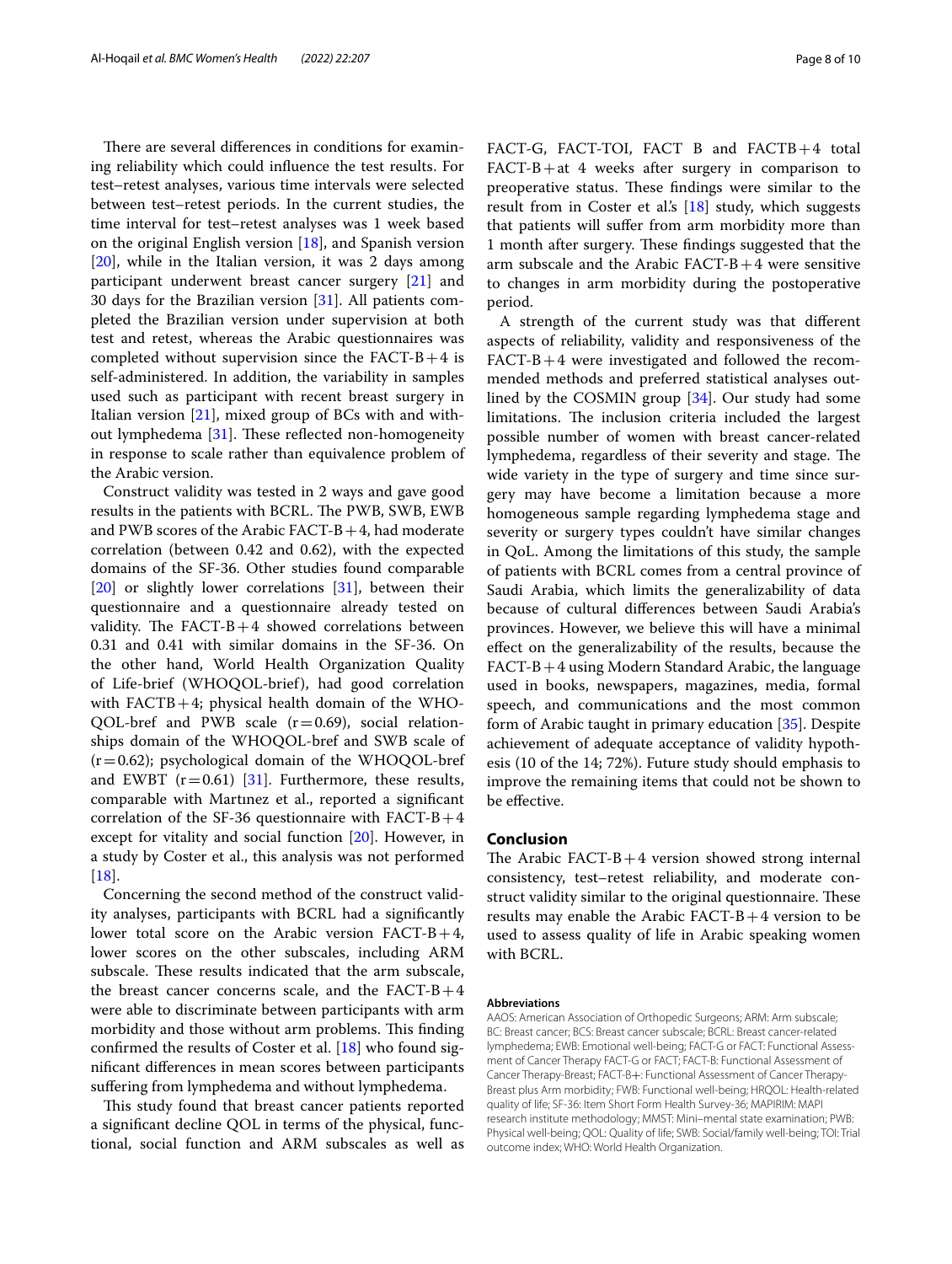There are several differences in conditions for examining reliability which could influence the test results. For test–retest analyses, various time intervals were selected between test–retest periods. In the current studies, the time interval for test–retest analyses was 1 week based on the original English version [18], and Spanish version [20], while in the Italian version, it was 2 days among participant underwent breast cancer surgery [21] and 30 days for the Brazilian version [31]. All patients completed the Brazilian version under supervision at both test and retest, whereas the Arabic questionnaires was completed without supervision since the FACT-B + 4 is self-administered. In addition, the variability in samples used such as participant with recent breast surgery in Italian version [21], mixed group of BCs with and without lymphedema [31]. These reflected non-homogeneity in response to scale rather than equivalence problem of the Arabic version.

Construct validity was tested in 2 ways and gave good results in the patients with BCRL. The PWB, SWB, EWB and PWB scores of the Arabic FACT-B + 4, had moderate correlation (between 0.42 and 0.62), with the expected domains of the SF-36. Other studies found comparable [20] or slightly lower correlations [31], between their questionnaire and a questionnaire already tested on validity. The FACT-B + 4 showed correlations between 0.31 and 0.41 with similar domains in the SF-36. On the other hand, World Health Organization Quality of Life-brief (WHOQOL-brief), had good correlation with FACTB + 4; physical health domain of the WHO-QOL-bref and PWB scale ($r = 0.69$), social relationships domain of the WHOQOL-bref and SWB scale of ($r = 0.62$); psychological domain of the WHOQOL-bref and EWBT ($r = 0.61$) [31]. Furthermore, these results, comparable with Martınez et al., reported a significant correlation of the SF-36 questionnaire with FACT-B + 4 except for vitality and social function [20]. However, in a study by Coster et al., this analysis was not performed [18].

Concerning the second method of the construct validity analyses, participants with BCRL had a significantly lower total score on the Arabic version FACT-B + 4, lower scores on the other subscales, including ARM subscale. These results indicated that the arm subscale, the breast cancer concerns scale, and the FACT-B + 4 were able to discriminate between participants with arm morbidity and those without arm problems. This finding confirmed the results of Coster et al. [18] who found significant differences in mean scores between participants suffering from lymphedema and without lymphedema.

This study found that breast cancer patients reported a significant decline QOL in terms of the physical, functional, social function and ARM subscales as well as FACT-G, FACT-TOI, FACT B and FACTB + 4 total FACT-B + at 4 weeks after surgery in comparison to preoperative status. These findings were similar to the result from in Coster et al.'s [18] study, which suggests that patients will suffer from arm morbidity more than 1 month after surgery. These findings suggested that the arm subscale and the Arabic FACT-B + 4 were sensitive to changes in arm morbidity during the postoperative period.

A strength of the current study was that different aspects of reliability, validity and responsiveness of the FACT-B + 4 were investigated and followed the recommended methods and preferred statistical analyses outlined by the COSMIN group [34]. Our study had some limitations. The inclusion criteria included the largest possible number of women with breast cancer-related lymphedema, regardless of their severity and stage. The wide variety in the type of surgery and time since surgery may have become a limitation because a more homogeneous sample regarding lymphedema stage and severity or surgery types couldn't have similar changes in QoL. Among the limitations of this study, the sample of patients with BCRL comes from a central province of Saudi Arabia, which limits the generalizability of data because of cultural differences between Saudi Arabia's provinces. However, we believe this will have a minimal effect on the generalizability of the results, because the FACT-B + 4 using Modern Standard Arabic, the language used in books, newspapers, magazines, media, formal speech, and communications and the most common form of Arabic taught in primary education [35]. Despite achievement of adequate acceptance of validity hypothesis (10 of the 14; 72%). Future study should emphasis to improve the remaining items that could not be shown to be effective.

## Conclusion

The Arabic FACT-B + 4 version showed strong internal consistency, test–retest reliability, and moderate construct validity similar to the original questionnaire. These results may enable the Arabic FACT-B + 4 version to be used to assess quality of life in Arabic speaking women with BCRL.

#### Abbreviations

AAOS: American Association of Orthopedic Surgeons; ARM: Arm subscale; BC: Breast cancer; BCS: Breast cancer subscale; BCRL: Breast cancer-related lymphedema; EWB: Emotional well-being; FACT-G or FACT: Functional Assessment of Cancer Therapy FACT-G or FACT; FACT-B: Functional Assessment of Cancer Therapy-Breast; FACT-B+: Functional Assessment of Cancer Therapy-Breast plus Arm morbidity; FWB: Functional well-being; HRQOL: Health-related quality of life; SF-36: Item Short Form Health Survey-36; MAPIRIM: MAPI research institute methodology; MMST: Mini–mental state examination; PWB: Physical well-being; QOL: Quality of life; SWB: Social/family well-being; TOI: Trial outcome index; WHO: World Health Organization.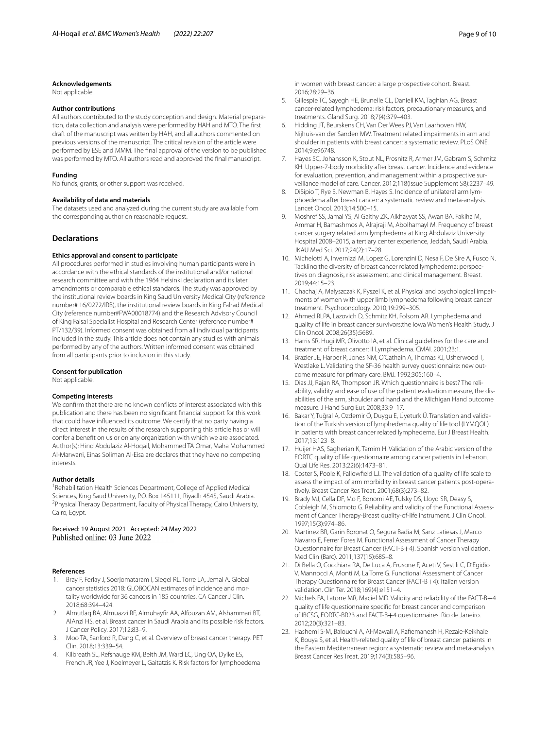#### Acknowledgements

Not applicable.

#### Author contributions

All authors contributed to the study conception and design. Material preparation, data collection and analysis were performed by HAH and MTO. The first draft of the manuscript was written by HAH, and all authors commented on previous versions of the manuscript. The critical revision of the article were performed by ESE and MMM. The final approval of the version to be published was performed by MTO. All authors read and approved the final manuscript.

#### Funding

No funds, grants, or other support was received.

#### Availability of data and materials

The datasets used and analyzed during the current study are available from the corresponding author on reasonable request.

## Declarations

#### Ethics approval and consent to participate

All procedures performed in studies involving human participants were in accordance with the ethical standards of the institutional and/or national research committee and with the 1964 Helsinki declaration and its later amendments or comparable ethical standards. The study was approved by the institutional review boards in King Saud University Medical City (reference number# 16/0272/IRB), the institutional review boards in King Fahad Medical City (reference number#FWA00018774) and the Research Advisory Council of King Faisal Specialist Hospital and Research Center (reference number# PT/132/39). Informed consent was obtained from all individual participants included in the study. This article does not contain any studies with animals performed by any of the authors. Written informed consent was obtained from all participants prior to inclusion in this study.

#### Consent for publication

Not applicable.

#### Competing interests

We confirm that there are no known conflicts of interest associated with this publication and there has been no significant financial support for this work that could have influenced its outcome. We certify that no party having a direct interest in the results of the research supporting this article has or will confer a benefit on us or on any organization with which we are associated. Author(s): Hind Abdulaziz Al-Hoqail, Mohammed TA Omar, Maha Mohammed Al-Marwani, Einas Soliman Al-Eisa are declares that they have no competing interests.

#### Author details

[1]Rehabilitation Health Sciences Department, College of Applied Medical Sciences, King Saud University, P.O. Box 145111, Riyadh 4545, Saudi Arabia. [2]Physical Therapy Department, Faculty of Physical Therapy, Cairo University, Cairo, Egypt.

Received: 19 August 2021 Accepted: 24 May 2022
Published online: 03 June 2022

#### References

1. Bray F, Ferlay J, Soerjomataram I, Siegel RL, Torre LA, Jemal A. Global cancer statistics 2018: GLOBOCAN estimates of incidence and mortality worldwide for 36 cancers in 185 countries. CA Cancer J Clin. 2018;68:394–424.
2. Almutlaq BA, Almuazzi RF, Almuhayfir AA, Alfouzan AM, Alshammari BT, AlAnzi HS, et al. Breast cancer in Saudi Arabia and its possible risk factors. J Cancer Policy. 2017;12:83–9.
3. Moo TA, Sanford R, Dang C, et al. Overview of breast cancer therapy. PET Clin. 2018;13:339–54.
4. Kilbreath SL, Refshauge KM, Beith JM, Ward LC, Ung OA, Dylke ES, French JR, Yee J, Koelmeyer L, Gaitatzis K. Risk factors for lymphoedema in women with breast cancer: a large prospective cohort. Breast. 2016;28:29–36.
5. Gillespie TC, Sayegh HE, Brunelle CL, Daniell KM, Taghian AG. Breast cancer-related lymphedema: risk factors, precautionary measures, and treatments. Gland Surg. 2018;7(4):379–403.
6. Hidding JT, Beurskens CH, Van Der Wees PJ, Van Laarhoven HW, Nijhuis-van der Sanden MW. Treatment related impairments in arm and shoulder in patients with breast cancer: a systematic review. PLoS ONE. 2014;9:e96748.
7. Hayes SC, Johansson K, Stout NL, Prosnitz R, Armer JM, Gabram S, Schmitz KH. Upper-7-body morbidity after breast cancer. Incidence and evidence for evaluation, prevention, and management within a prospective surveillance model of care. Cancer. 2012;118(Issue Supplement S8):2237–49.
8. DiSipio T, Rye S, Newman B, Hayes S. Incidence of unilateral arm lymphoedema after breast cancer: a systematic review and meta-analysis. Lancet Oncol. 2013;14:500–15.
9. Moshref SS, Jamal YS, Al Gaithy ZK, Alkhayyat SS, Awan BA, Fakiha M, Ammar H, Bamashmos A, Alrajraji M, Abolhamayl M. Frequency of breast cancer surgery related arm lymphedema at King Abdulaziz University Hospital 2008–2015, a tertiary center experience, Jeddah, Saudi Arabia. JKAU Med Sci. 2017;24(2):17–28.
10. Michelotti A, Invernizzi M, Lopez G, Lorenzini D, Nesa F, De Sire A, Fusco N. Tackling the diversity of breast cancer related lymphedema: perspectives on diagnosis, risk assessment, and clinical management. Breast. 2019;44:15–23.
11. Chachaj A, Małyszczak K, Pyszel K, et al. Physical and psychological impairments of women with upper limb lymphedema following breast cancer treatment. Psychooncology. 2010;19:299–305.
12. Ahmed RLPA, Lazovich D, Schmitz KH, Folsom AR. Lymphedema and quality of life in breast cancer survivors:the Iowa Women's Health Study. J Clin Oncol. 2008;26(35):5689.
13. Harris SR, Hugi MR, Olivotto IA, et al. Clinical guidelines for the care and treatment of breast cancer: II Lymphedema. CMAI. 2001;23:1.
14. Brazier JE, Harper R, Jones NM, O'Cathain A, Thomas KJ, Usherwood T, Westlake L. Validating the SF-36 health survey questionnaire: new outcome measure for primary care. BMJ. 1992;305:160–4.
15. Dias JJ, Rajan RA, Thompson JR. Which questionnaire is best? The reliability, validity and ease of use of the patient evaluation measure, the disabilities of the arm, shoulder and hand and the Michigan Hand outcome measure. J Hand Surg Eur. 2008;33:9–17.
16. Bakar Y, Tuğral A, Ozdemir Ö, Duygu E, Üyeturk Ü. Translation and validation of the Turkish version of lymphedema quality of life tool (LYMQOL) in patients with breast cancer related lymphedema. Eur J Breast Health. 2017;13:123–8.
17. Huijer HAS, Sagherian K, Tamim H. Validation of the Arabic version of the EORTC quality of life questionnaire among cancer patients in Lebanon. Qual Life Res. 2013;22(6):1473–81.
18. Coster S, Poole K, Fallowfield LJ. The validation of a quality of life scale to assess the impact of arm morbidity in breast cancer patients post-operatively. Breast Cancer Res Treat. 2001;68(3):273–82.
19. Brady MJ, Cella DF, Mo F, Bonomi AE, Tulsky DS, Lloyd SR, Deasy S, Cobleigh M, Shiomoto G. Reliability and validity of the Functional Assessment of Cancer Therapy-Breast quality-of-life instrument. J Clin Oncol. 1997;15(3):974–86.
20. Martinez BR, Garin Boronat O, Segura Badia M, Sanz Latiesas J, Marco Navarro E, Ferrer Fores M. Functional Assessment of Cancer Therapy Questionnaire for Breast Cancer (FACT-B+4). Spanish version validation. Med Clin (Barc). 2011;137(15):685–8.
21. Di Bella O, Cocchiara RA, De Luca A, Frusone F, Aceti V, Sestili C, D'Egidio V, Mannocci A, Monti M, La Torre G. Functional Assessment of Cancer Therapy Questionnaire for Breast Cancer (FACT-B+4): Italian version validation. Clin Ter. 2018;169(4):e151–4.
22. Michels FA, Latorre MR, Maciel MD. Validity and reliability of the FACT-B+4 quality of life questionnaire specific for breast cancer and comparison of IBCSG, EORTC-BR23 and FACT-B+4 questionnaires. Rio de Janeiro. 2012;20(3):321–83.
23. Hashemi S-M, Balouchi A, Al-Mawali A, Rafiemanesh H, Rezaie-Keikhaie K, Bouya S, et al. Health-related quality of life of breast cancer patients in the Eastern Mediterranean region: a systematic review and meta-analysis. Breast Cancer Res Treat. 2019;174(3):585–96.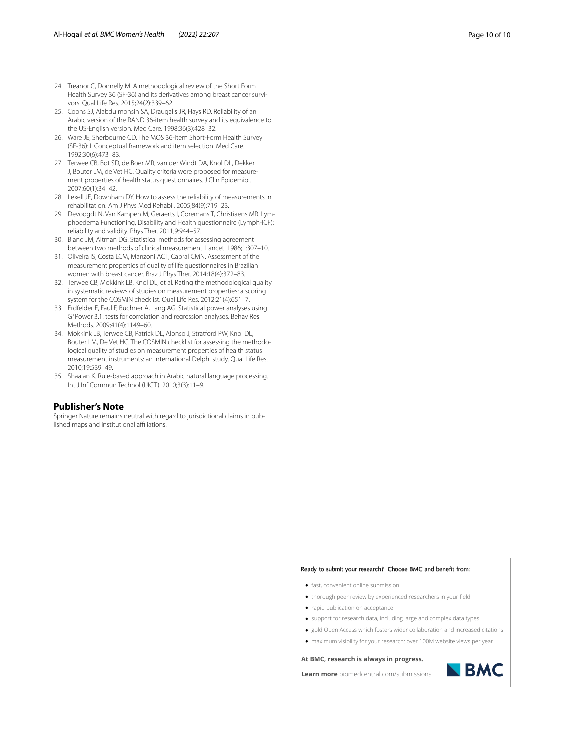24. Treanor C, Donnelly M. A methodological review of the Short Form Health Survey 36 (SF-36) and its derivatives among breast cancer survivors. Qual Life Res. 2015;24(2):339–62.
25. Coons SJ, Alabdulmohsin SA, Draugalis JR, Hays RD. Reliability of an Arabic version of the RAND 36-item health survey and its equivalence to the US-English version. Med Care. 1998;36(3):428–32.
26. Ware JE, Sherbourne CD. The MOS 36-Item Short-Form Health Survey (SF-36): I. Conceptual framework and item selection. Med Care. 1992;30(6):473–83.
27. Terwee CB, Bot SD, de Boer MR, van der Windt DA, Knol DL, Dekker J, Bouter LM, de Vet HC. Quality criteria were proposed for measurement properties of health status questionnaires. J Clin Epidemiol. 2007;60(1):34–42.
28. Lexell JE, Downham DY. How to assess the reliability of measurements in rehabilitation. Am J Phys Med Rehabil. 2005;84(9):719–23.
29. Devoogdt N, Van Kampen M, Geraerts I, Coremans T, Christiaens MR. Lymphoedema Functioning, Disability and Health questionnaire (Lymph-ICF): reliability and validity. Phys Ther. 2011;9:944–57.
30. Bland JM, Altman DG. Statistical methods for assessing agreement between two methods of clinical measurement. Lancet. 1986;1:307–10.
31. Oliveira IS, Costa LCM, Manzoni ACT, Cabral CMN. Assessment of the measurement properties of quality of life questionnaires in Brazilian women with breast cancer. Braz J Phys Ther. 2014;18(4):372–83.
32. Terwee CB, Mokkink LB, Knol DL, et al. Rating the methodological quality in systematic reviews of studies on measurement properties: a scoring system for the COSMIN checklist. Qual Life Res. 2012;21(4):651–7.
33. Erdfelder E, Faul F, Buchner A, Lang AG. Statistical power analyses using G*Power 3.1: tests for correlation and regression analyses. Behav Res Methods. 2009;41(4):1149–60.
34. Mokkink LB, Terwee CB, Patrick DL, Alonso J, Stratford PW, Knol DL, Bouter LM, De Vet HC. The COSMIN checklist for assessing the methodological quality of studies on measurement properties of health status measurement instruments: an international Delphi study. Qual Life Res. 2010;19:539–49.
35. Shaalan K. Rule-based approach in Arabic natural language processing. Int J Inf Commun Technol (IJICT). 2010;3(3):11–9.

## Publisher's Note

Springer Nature remains neutral with regard to jurisdictional claims in published maps and institutional affiliations.

Ready to submit your research? Choose BMC and benefit from:

- fast, convenient online submission
- thorough peer review by experienced researchers in your field
- rapid publication on acceptance
- support for research data, including large and complex data types
- gold Open Access which fosters wider collaboration and increased citations
- maximum visibility for your research: over 100M website views per year

**At BMC, research is always in progress.**

**Learn more** biomedcentral.com/submissions

BMC